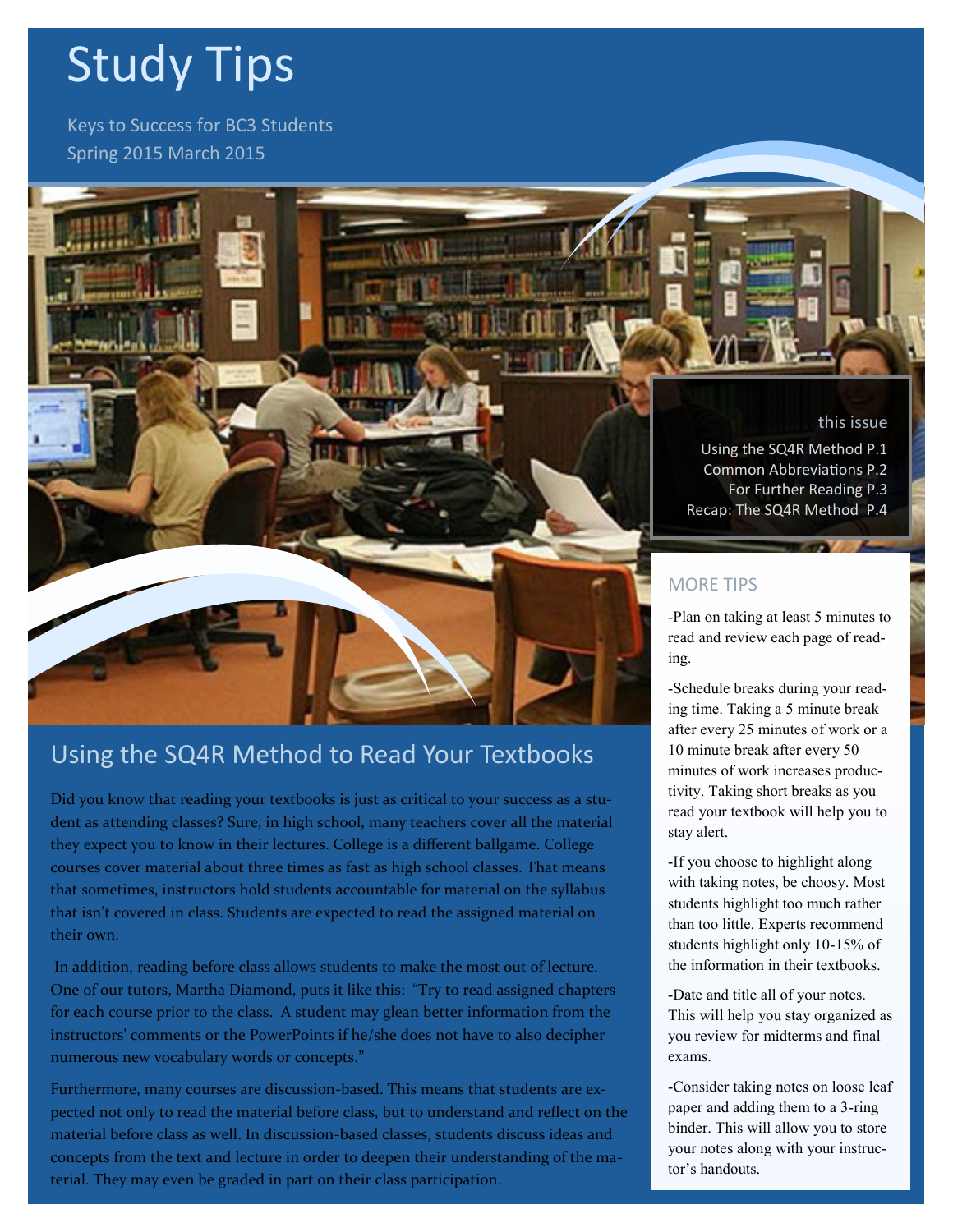# Study Tips

Keys to Success for BC3 Students
Spring 2015 March 2015

**this issue**

Using the SQ4R Method P.1
Common Abbreviations P.2
For Further Reading P.3
Recap: The SQ4R Method P.4

## Using the SQ4R Method to Read Your Textbooks

Did you know that reading your textbooks is just as critical to your success as a student as attending classes? Sure, in high school, many teachers cover all the material they expect you to know in their lectures. College is a different ballgame. College courses cover material about three times as fast as high school classes. That means that sometimes, instructors hold students accountable for material on the syllabus that isn't covered in class. Students are expected to read the assigned material on their own.

In addition, reading before class allows students to make the most out of lecture. One of our tutors, Martha Diamond, puts it like this: "Try to read assigned chapters for each course prior to the class. A student may glean better information from the instructors' comments or the PowerPoints if he/she does not have to also decipher numerous new vocabulary words or concepts."

Furthermore, many courses are discussion-based. This means that students are expected not only to read the material before class, but to understand and reflect on the material before class as well. In discussion-based classes, students discuss ideas and concepts from the text and lecture in order to deepen their understanding of the material. They may even be graded in part on their class participation.

### MORE TIPS

-Plan on taking at least 5 minutes to read and review each page of reading.

-Schedule breaks during your reading time. Taking a 5 minute break after every 25 minutes of work or a 10 minute break after every 50 minutes of work increases productivity. Taking short breaks as you read your textbook will help you to stay alert.

-If you choose to highlight along with taking notes, be choosy. Most students highlight too much rather than too little. Experts recommend students highlight only 10-15% of the information in their textbooks.

-Date and title all of your notes. This will help you stay organized as you review for midterms and final exams.

-Consider taking notes on loose leaf paper and adding them to a 3-ring binder. This will allow you to store your notes along with your instructor's handouts.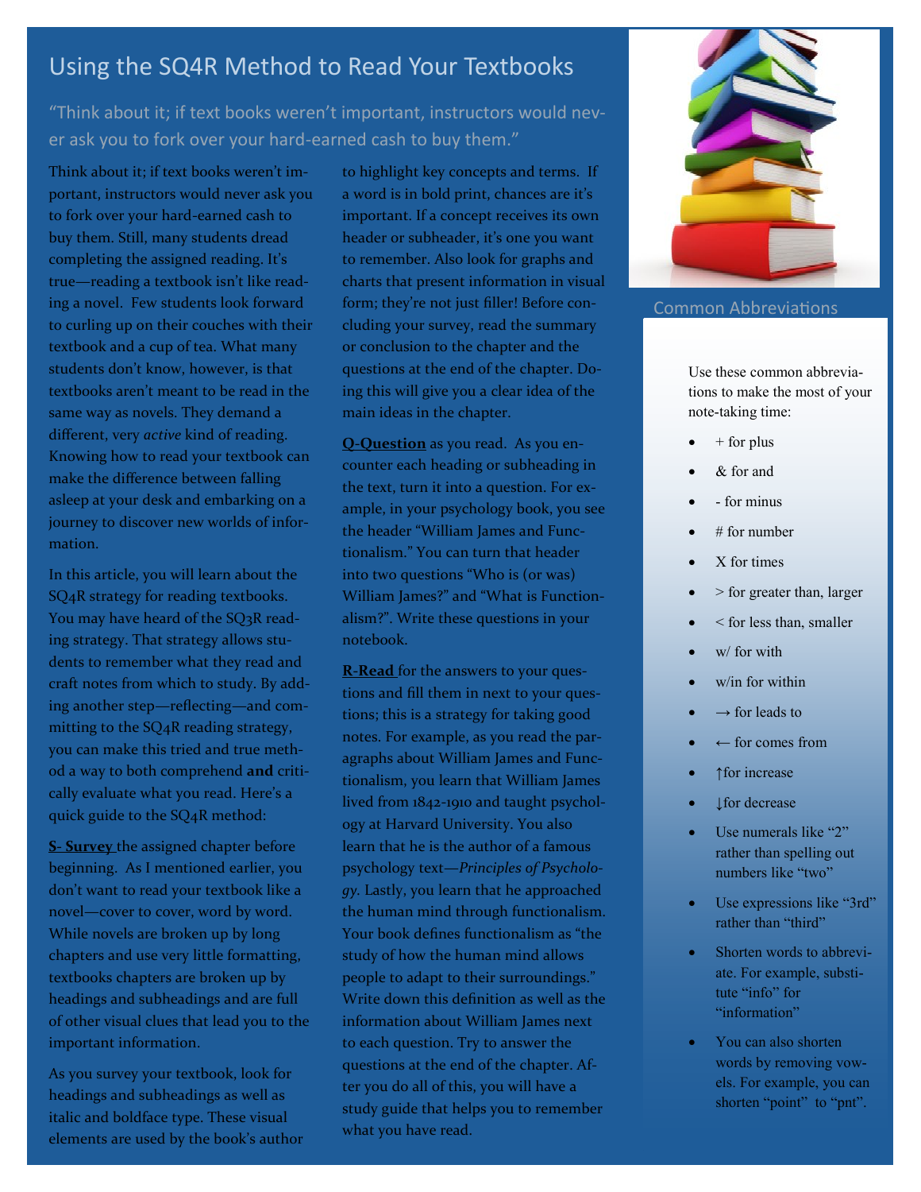# Using the SQ4R Method to Read Your Textbooks

"Think about it; if text books weren't important, instructors would never ask you to fork over your hard-earned cash to buy them."

Think about it; if text books weren't important, instructors would never ask you to fork over your hard-earned cash to buy them. Still, many students dread completing the assigned reading. It's true—reading a textbook isn't like reading a novel. Few students look forward to curling up on their couches with their textbook and a cup of tea. What many students don't know, however, is that textbooks aren't meant to be read in the same way as novels. They demand a different, very *active* kind of reading. Knowing how to read your textbook can make the difference between falling asleep at your desk and embarking on a journey to discover new worlds of information.

In this article, you will learn about the SQ4R strategy for reading textbooks. You may have heard of the SQ3R reading strategy. That strategy allows students to remember what they read and craft notes from which to study. By adding another step—reflecting—and committing to the SQ4R reading strategy, you can make this tried and true method a way to both comprehend **and** critically evaluate what you read. Here's a quick guide to the SQ4R method:

**S- Survey** the assigned chapter before beginning. As I mentioned earlier, you don't want to read your textbook like a novel—cover to cover, word by word. While novels are broken up by long chapters and use very little formatting, textbooks chapters are broken up by headings and subheadings and are full of other visual clues that lead you to the important information.

As you survey your textbook, look for headings and subheadings as well as italic and boldface type. These visual elements are used by the book's author to highlight key concepts and terms. If a word is in bold print, chances are it's important. If a concept receives its own header or subheader, it's one you want to remember. Also look for graphs and charts that present information in visual form; they're not just filler! Before concluding your survey, read the summary or conclusion to the chapter and the questions at the end of the chapter. Doing this will give you a clear idea of the main ideas in the chapter.

**Q-Question** as you read. As you encounter each heading or subheading in the text, turn it into a question. For example, in your psychology book, you see the header "William James and Functionalism." You can turn that header into two questions "Who is (or was) William James?" and "What is Functionalism?". Write these questions in your notebook.

**R-Read** for the answers to your questions and fill them in next to your questions; this is a strategy for taking good notes. For example, as you read the paragraphs about William James and Functionalism, you learn that William James lived from 1842-1910 and taught psychology at Harvard University. You also learn that he is the author of a famous psychology text—*Principles of Psychology*. Lastly, you learn that he approached the human mind through functionalism. Your book defines functionalism as "the study of how the human mind allows people to adapt to their surroundings." Write down this definition as well as the information about William James next to each question. Try to answer the questions at the end of the chapter. After you do all of this, you will have a study guide that helps you to remember what you have read.

## Common Abbreviations

Use these common abbreviations to make the most of your note-taking time:

- + for plus
- & for and
- - for minus
- # for number
- X for times
- > for greater than, larger
- < for less than, smaller
- w/ for with
- w/in for within
- → for leads to
- ← for comes from
- ↑for increase
- ↓for decrease
- Use numerals like "2" rather than spelling out numbers like "two"
- Use expressions like "3rd" rather than "third"
- Shorten words to abbreviate. For example, substitute "info" for "information"
- You can also shorten words by removing vowels. For example, you can shorten "point" to "pnt".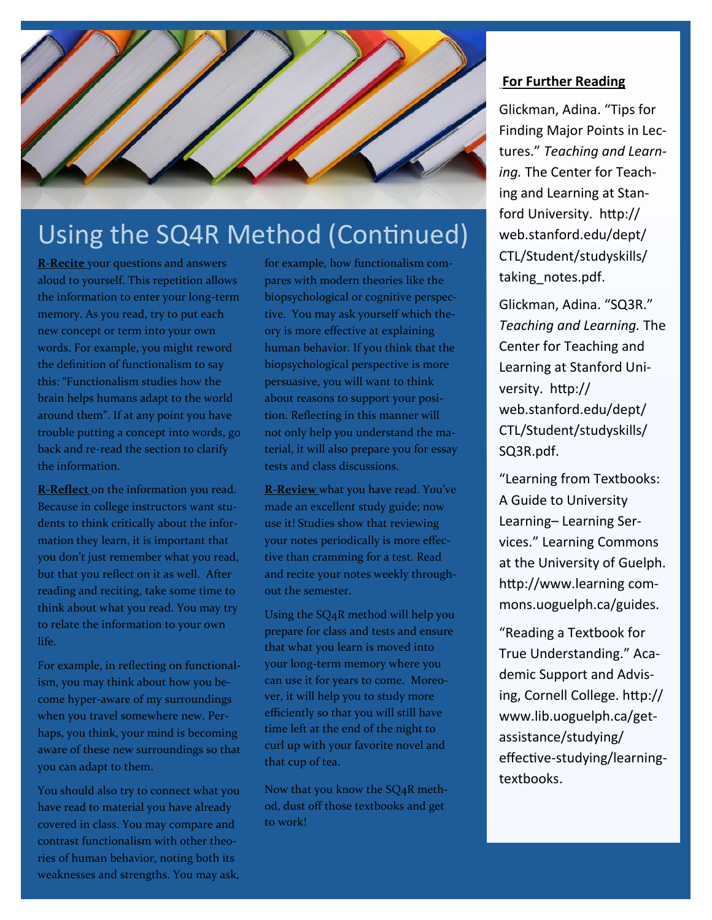# Using the SQ4R Method (Continued)

**R-Recite** your questions and answers aloud to yourself. This repetition allows the information to enter your long-term memory. As you read, try to put each new concept or term into your own words. For example, you might reword the definition of functionalism to say this: "Functionalism studies how the brain helps humans adapt to the world around them". If at any point you have trouble putting a concept into words, go back and re-read the section to clarify the information.

**R-Reflect** on the information you read. Because in college instructors want students to think critically about the information they learn, it is important that you don't just remember what you read, but that you reflect on it as well. After reading and reciting, take some time to think about what you read. You may try to relate the information to your own life.

For example, in reflecting on functionalism, you may think about how you become hyper-aware of my surroundings when you travel somewhere new. Perhaps, you think, your mind is becoming aware of these new surroundings so that you can adapt to them.

You should also try to connect what you have read to material you have already covered in class. You may compare and contrast functionalism with other theories of human behavior, noting both its weaknesses and strengths. You may ask, for example, how functionalism compares with modern theories like the biopsychological or cognitive perspective. You may ask yourself which theory is more effective at explaining human behavior. If you think that the biopsychological perspective is more persuasive, you will want to think about reasons to support your position. Reflecting in this manner will not only help you understand the material, it will also prepare you for essay tests and class discussions.

**R-Review** what you have read. You've made an excellent study guide; now use it! Studies show that reviewing your notes periodically is more effective than cramming for a test. Read and recite your notes weekly throughout the semester.

Using the SQ4R method will help you prepare for class and tests and ensure that what you learn is moved into your long-term memory where you can use it for years to come. Moreover, it will help you to study more efficiently so that you will still have time left at the end of the night to curl up with your favorite novel and that cup of tea.

Now that you know the SQ4R method, dust off those textbooks and get to work!

## For Further Reading

Glickman, Adina. "Tips for Finding Major Points in Lectures." *Teaching and Learning.* The Center for Teaching and Learning at Stanford University. http://web.stanford.edu/dept/CTL/Student/studyskills/taking_notes.pdf.

Glickman, Adina. "SQ3R." *Teaching and Learning.* The Center for Teaching and Learning at Stanford University. http://web.stanford.edu/dept/CTL/Student/studyskills/SQ3R.pdf.

"Learning from Textbooks: A Guide to University Learning– Learning Services." Learning Commons at the University of Guelph. http://www.learning commons.uoguelph.ca/guides.

"Reading a Textbook for True Understanding." Academic Support and Advising, Cornell College. http://www.lib.uoguelph.ca/get-assistance/studying/effective-studying/learning-textbooks.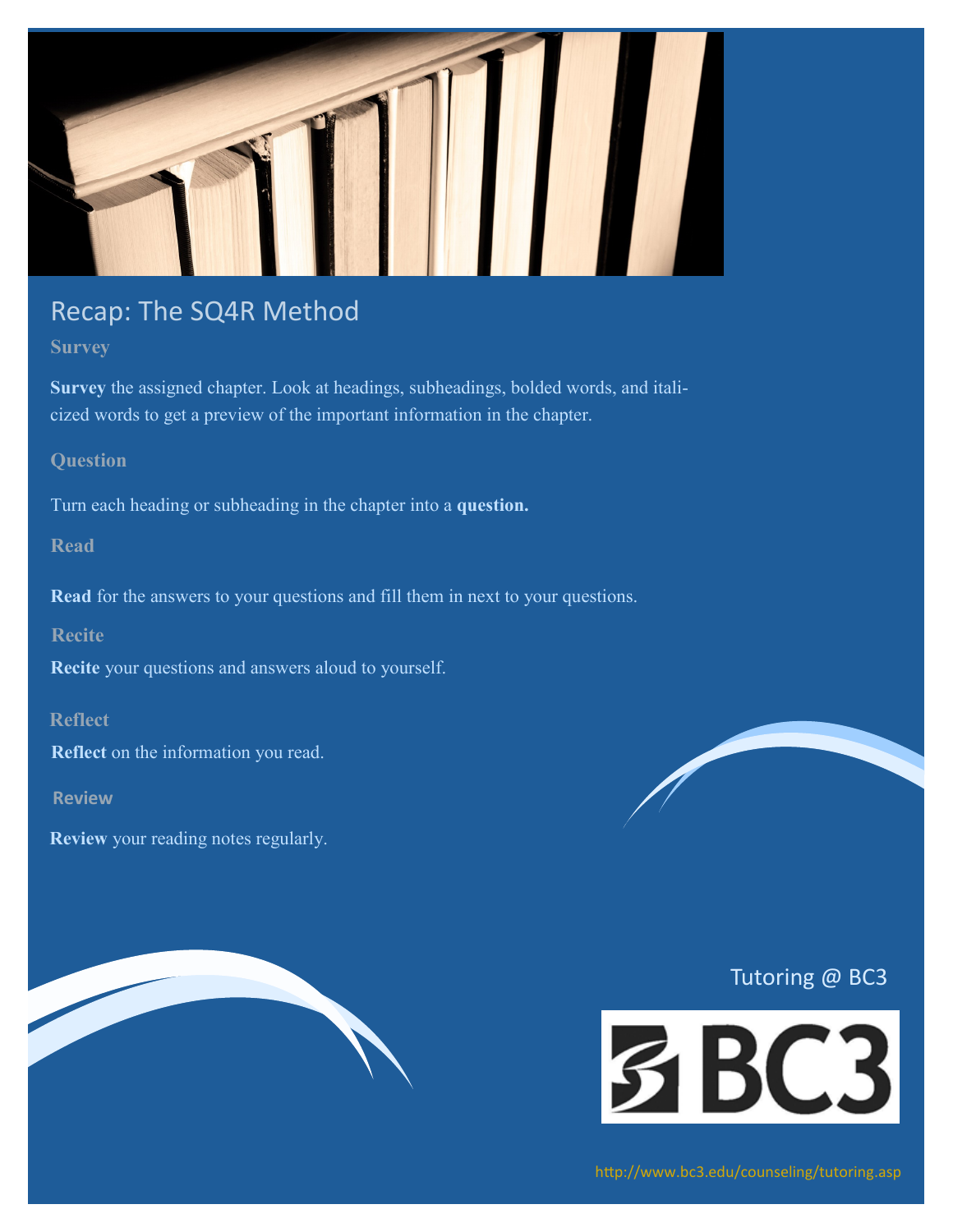# Recap: The SQ4R Method

### Survey

**Survey** the assigned chapter. Look at headings, subheadings, bolded words, and italicized words to get a preview of the important information in the chapter.

### Question

Turn each heading or subheading in the chapter into a **question.**

### Read

**Read** for the answers to your questions and fill them in next to your questions.

### Recite

**Recite** your questions and answers aloud to yourself.

### Reflect

**Reflect** on the information you read.

### Review

**Review** your reading notes regularly.

Tutoring @ BC3

BC3

http://www.bc3.edu/counseling/tutoring.asp